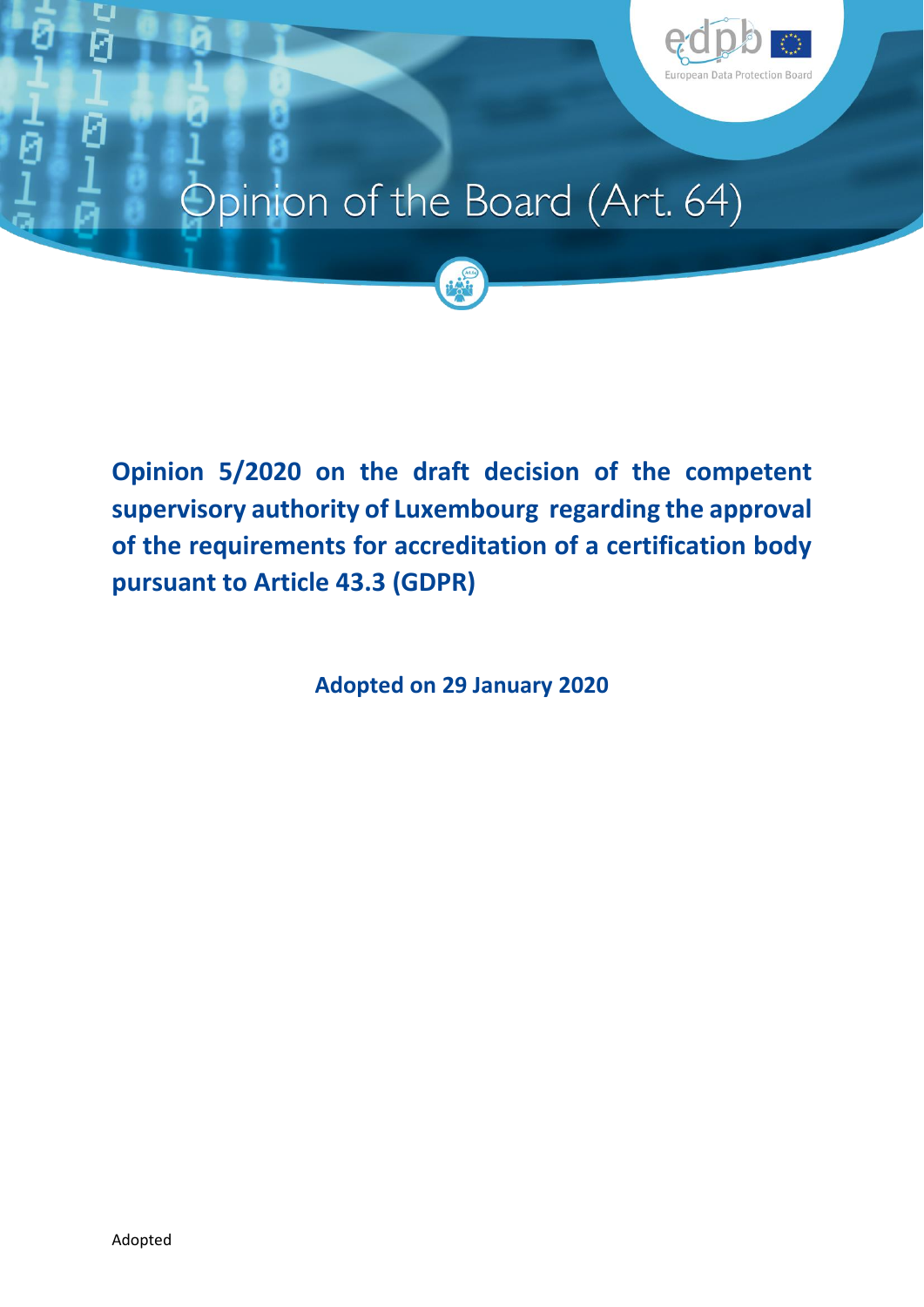Opinion of the Board (Art. 64)

# Opinion 5/2020 on the draft decision of the competent supervisory authority of Luxembourg regarding the approval of the requirements for accreditation of a certification body pursuant to Article 43.3 (GDPR)

**Adopted on 29 January 2020**

Adopted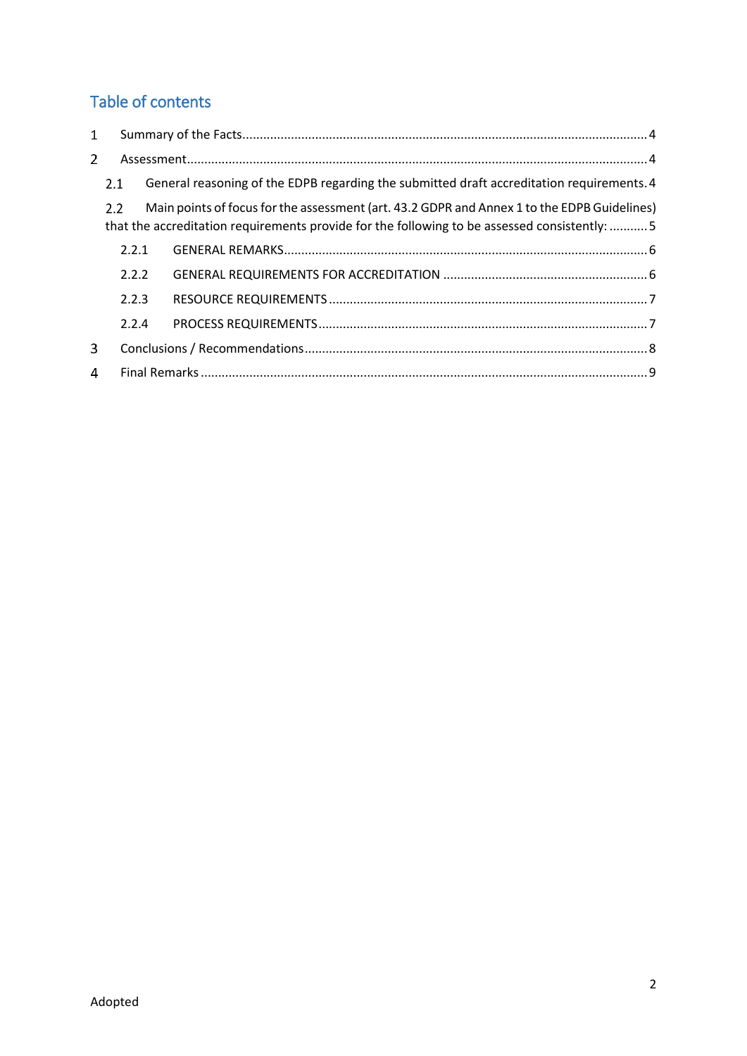## Table of contents

1 Summary of the Facts .......... 4

2 Assessment .......... 4

- 2.1 General reasoning of the EDPB regarding the submitted draft accreditation requirements. 4
- 2.2 Main points of focus for the assessment (art. 43.2 GDPR and Annex 1 to the EDPB Guidelines) that the accreditation requirements provide for the following to be assessed consistently: .......... 5
  - 2.2.1 GENERAL REMARKS .......... 6
  - 2.2.2 GENERAL REQUIREMENTS FOR ACCREDITATION .......... 6
  - 2.2.3 RESOURCE REQUIREMENTS .......... 7
  - 2.2.4 PROCESS REQUIREMENTS .......... 7

3 Conclusions / Recommendations .......... 8

4 Final Remarks .......... 9

Adopted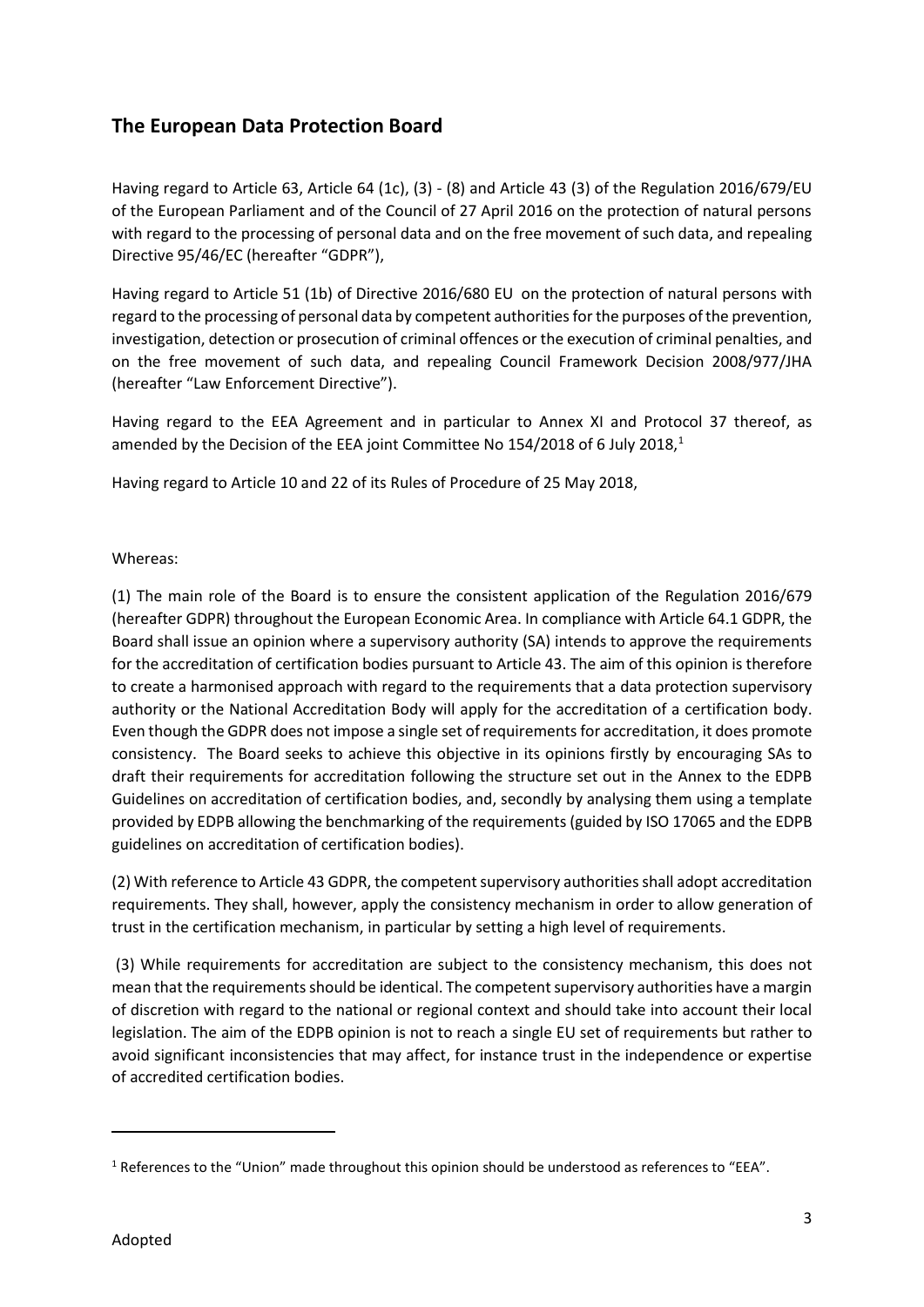## The European Data Protection Board

Having regard to Article 63, Article 64 (1c), (3) - (8) and Article 43 (3) of the Regulation 2016/679/EU of the European Parliament and of the Council of 27 April 2016 on the protection of natural persons with regard to the processing of personal data and on the free movement of such data, and repealing Directive 95/46/EC (hereafter "GDPR"),

Having regard to Article 51 (1b) of Directive 2016/680 EU on the protection of natural persons with regard to the processing of personal data by competent authorities for the purposes of the prevention, investigation, detection or prosecution of criminal offences or the execution of criminal penalties, and on the free movement of such data, and repealing Council Framework Decision 2008/977/JHA (hereafter "Law Enforcement Directive").

Having regard to the EEA Agreement and in particular to Annex XI and Protocol 37 thereof, as amended by the Decision of the EEA joint Committee No 154/2018 of 6 July 2018,[1]

Having regard to Article 10 and 22 of its Rules of Procedure of 25 May 2018,

Whereas:

(1) The main role of the Board is to ensure the consistent application of the Regulation 2016/679 (hereafter GDPR) throughout the European Economic Area. In compliance with Article 64.1 GDPR, the Board shall issue an opinion where a supervisory authority (SA) intends to approve the requirements for the accreditation of certification bodies pursuant to Article 43. The aim of this opinion is therefore to create a harmonised approach with regard to the requirements that a data protection supervisory authority or the National Accreditation Body will apply for the accreditation of a certification body. Even though the GDPR does not impose a single set of requirements for accreditation, it does promote consistency. The Board seeks to achieve this objective in its opinions firstly by encouraging SAs to draft their requirements for accreditation following the structure set out in the Annex to the EDPB Guidelines on accreditation of certification bodies, and, secondly by analysing them using a template provided by EDPB allowing the benchmarking of the requirements (guided by ISO 17065 and the EDPB guidelines on accreditation of certification bodies).

(2) With reference to Article 43 GDPR, the competent supervisory authorities shall adopt accreditation requirements. They shall, however, apply the consistency mechanism in order to allow generation of trust in the certification mechanism, in particular by setting a high level of requirements.

(3) While requirements for accreditation are subject to the consistency mechanism, this does not mean that the requirements should be identical. The competent supervisory authorities have a margin of discretion with regard to the national or regional context and should take into account their local legislation. The aim of the EDPB opinion is not to reach a single EU set of requirements but rather to avoid significant inconsistencies that may affect, for instance trust in the independence or expertise of accredited certification bodies.

[1] References to the "Union" made throughout this opinion should be understood as references to "EEA".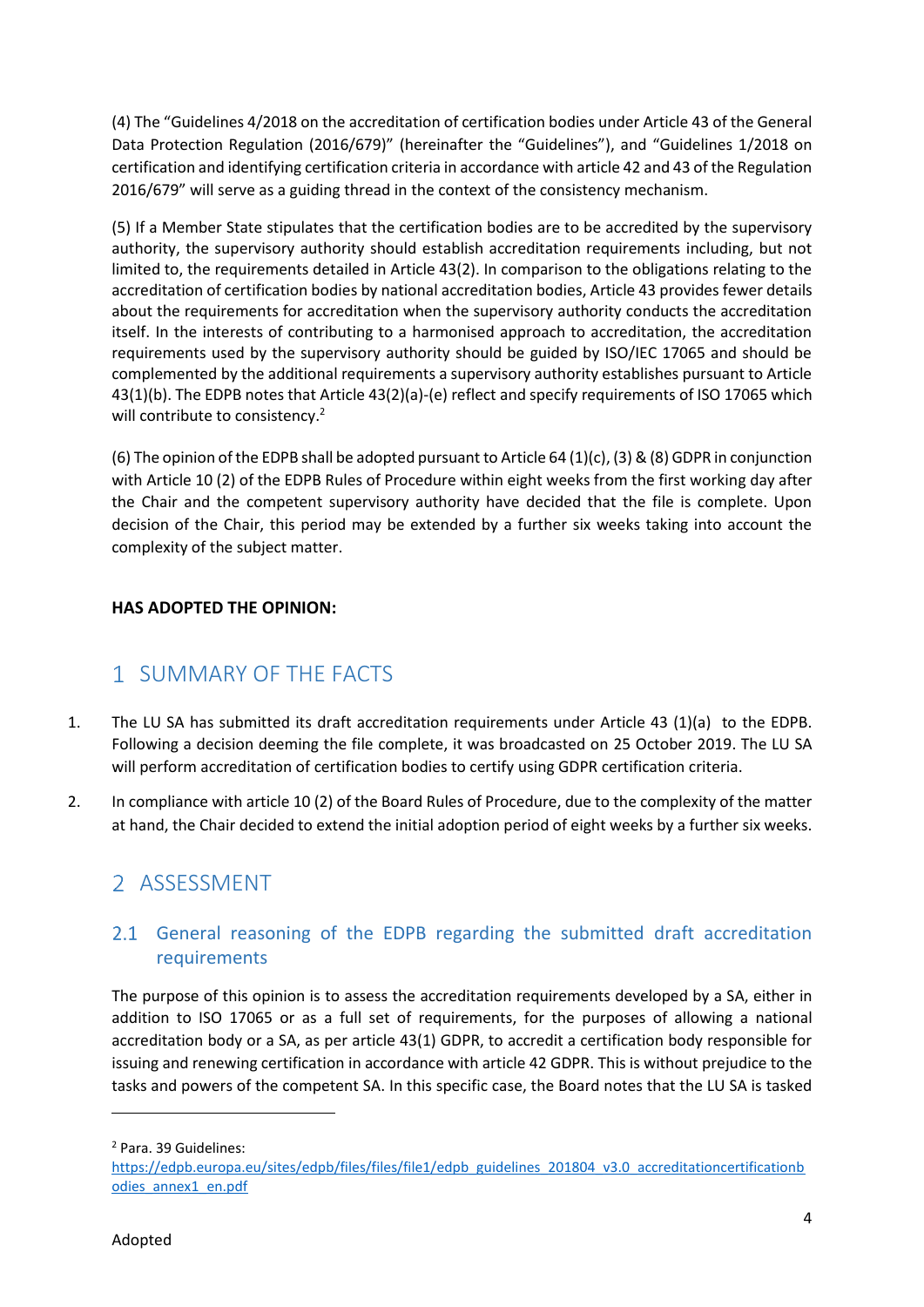(4) The "Guidelines 4/2018 on the accreditation of certification bodies under Article 43 of the General Data Protection Regulation (2016/679)" (hereinafter the "Guidelines"), and "Guidelines 1/2018 on certification and identifying certification criteria in accordance with article 42 and 43 of the Regulation 2016/679" will serve as a guiding thread in the context of the consistency mechanism.

(5) If a Member State stipulates that the certification bodies are to be accredited by the supervisory authority, the supervisory authority should establish accreditation requirements including, but not limited to, the requirements detailed in Article 43(2). In comparison to the obligations relating to the accreditation of certification bodies by national accreditation bodies, Article 43 provides fewer details about the requirements for accreditation when the supervisory authority conducts the accreditation itself. In the interests of contributing to a harmonised approach to accreditation, the accreditation requirements used by the supervisory authority should be guided by ISO/IEC 17065 and should be complemented by the additional requirements a supervisory authority establishes pursuant to Article 43(1)(b). The EDPB notes that Article 43(2)(a)-(e) reflect and specify requirements of ISO 17065 which will contribute to consistency.[2]

(6) The opinion of the EDPB shall be adopted pursuant to Article 64 (1)(c), (3) & (8) GDPR in conjunction with Article 10 (2) of the EDPB Rules of Procedure within eight weeks from the first working day after the Chair and the competent supervisory authority have decided that the file is complete. Upon decision of the Chair, this period may be extended by a further six weeks taking into account the complexity of the subject matter.

**HAS ADOPTED THE OPINION:**

# 1 SUMMARY OF THE FACTS

1. The LU SA has submitted its draft accreditation requirements under Article 43 (1)(a) to the EDPB. Following a decision deeming the file complete, it was broadcasted on 25 October 2019. The LU SA will perform accreditation of certification bodies to certify using GDPR certification criteria.
2. In compliance with article 10 (2) of the Board Rules of Procedure, due to the complexity of the matter at hand, the Chair decided to extend the initial adoption period of eight weeks by a further six weeks.

# 2 ASSESSMENT

## 2.1 General reasoning of the EDPB regarding the submitted draft accreditation requirements

The purpose of this opinion is to assess the accreditation requirements developed by a SA, either in addition to ISO 17065 or as a full set of requirements, for the purposes of allowing a national accreditation body or a SA, as per article 43(1) GDPR, to accredit a certification body responsible for issuing and renewing certification in accordance with article 42 GDPR. This is without prejudice to the tasks and powers of the competent SA. In this specific case, the Board notes that the LU SA is tasked

---

[2] Para. 39 Guidelines: https://edpb.europa.eu/sites/edpb/files/files/file1/edpb_guidelines_201804_v3.0_accreditationcertificationbodies_annex1_en.pdf

Adopted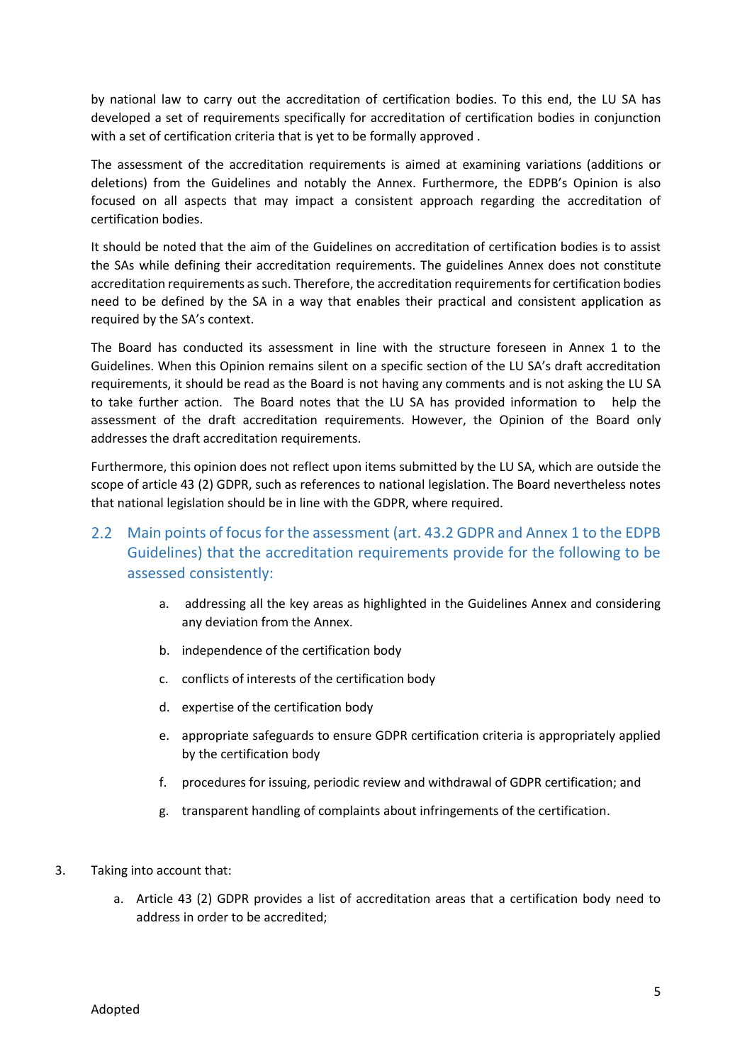by national law to carry out the accreditation of certification bodies. To this end, the LU SA has developed a set of requirements specifically for accreditation of certification bodies in conjunction with a set of certification criteria that is yet to be formally approved .

The assessment of the accreditation requirements is aimed at examining variations (additions or deletions) from the Guidelines and notably the Annex. Furthermore, the EDPB's Opinion is also focused on all aspects that may impact a consistent approach regarding the accreditation of certification bodies.

It should be noted that the aim of the Guidelines on accreditation of certification bodies is to assist the SAs while defining their accreditation requirements. The guidelines Annex does not constitute accreditation requirements as such. Therefore, the accreditation requirements for certification bodies need to be defined by the SA in a way that enables their practical and consistent application as required by the SA's context.

The Board has conducted its assessment in line with the structure foreseen in Annex 1 to the Guidelines. When this Opinion remains silent on a specific section of the LU SA's draft accreditation requirements, it should be read as the Board is not having any comments and is not asking the LU SA to take further action. The Board notes that the LU SA has provided information to help the assessment of the draft accreditation requirements. However, the Opinion of the Board only addresses the draft accreditation requirements.

Furthermore, this opinion does not reflect upon items submitted by the LU SA, which are outside the scope of article 43 (2) GDPR, such as references to national legislation. The Board nevertheless notes that national legislation should be in line with the GDPR, where required.

## 2.2 Main points of focus for the assessment (art. 43.2 GDPR and Annex 1 to the EDPB Guidelines) that the accreditation requirements provide for the following to be assessed consistently:

a. addressing all the key areas as highlighted in the Guidelines Annex and considering any deviation from the Annex.

b. independence of the certification body

c. conflicts of interests of the certification body

d. expertise of the certification body

e. appropriate safeguards to ensure GDPR certification criteria is appropriately applied by the certification body

f. procedures for issuing, periodic review and withdrawal of GDPR certification; and

g. transparent handling of complaints about infringements of the certification.

3. Taking into account that:

   a. Article 43 (2) GDPR provides a list of accreditation areas that a certification body need to address in order to be accredited;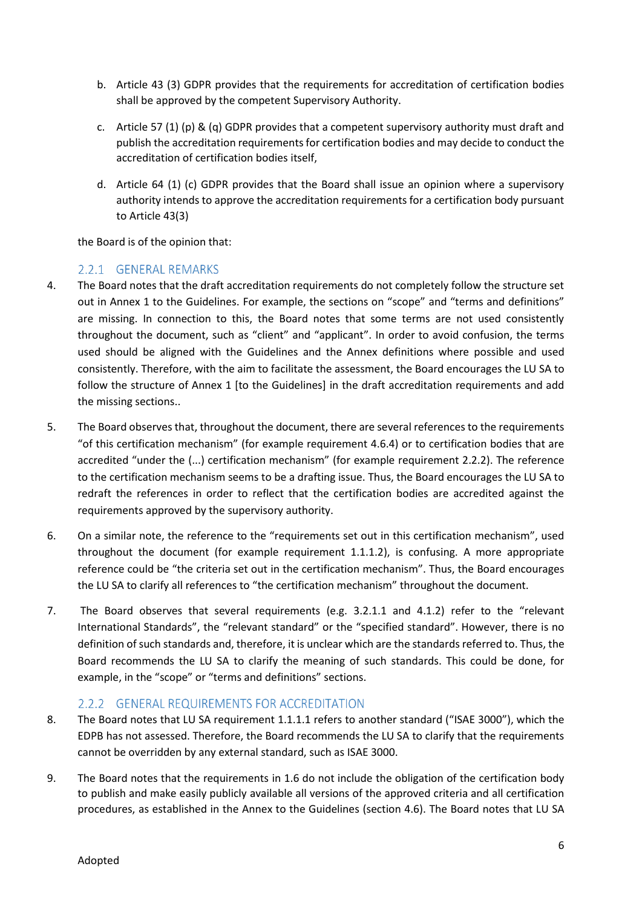b. Article 43 (3) GDPR provides that the requirements for accreditation of certification bodies shall be approved by the competent Supervisory Authority.

c. Article 57 (1) (p) & (q) GDPR provides that a competent supervisory authority must draft and publish the accreditation requirements for certification bodies and may decide to conduct the accreditation of certification bodies itself,

d. Article 64 (1) (c) GDPR provides that the Board shall issue an opinion where a supervisory authority intends to approve the accreditation requirements for a certification body pursuant to Article 43(3)

the Board is of the opinion that:

### 2.2.1 GENERAL REMARKS

4. The Board notes that the draft accreditation requirements do not completely follow the structure set out in Annex 1 to the Guidelines. For example, the sections on "scope" and "terms and definitions" are missing. In connection to this, the Board notes that some terms are not used consistently throughout the document, such as "client" and "applicant". In order to avoid confusion, the terms used should be aligned with the Guidelines and the Annex definitions where possible and used consistently. Therefore, with the aim to facilitate the assessment, the Board encourages the LU SA to follow the structure of Annex 1 [to the Guidelines] in the draft accreditation requirements and add the missing sections..

5. The Board observes that, throughout the document, there are several references to the requirements "of this certification mechanism" (for example requirement 4.6.4) or to certification bodies that are accredited "under the (...) certification mechanism" (for example requirement 2.2.2). The reference to the certification mechanism seems to be a drafting issue. Thus, the Board encourages the LU SA to redraft the references in order to reflect that the certification bodies are accredited against the requirements approved by the supervisory authority.

6. On a similar note, the reference to the "requirements set out in this certification mechanism", used throughout the document (for example requirement 1.1.1.2), is confusing. A more appropriate reference could be "the criteria set out in the certification mechanism". Thus, the Board encourages the LU SA to clarify all references to "the certification mechanism" throughout the document.

7. The Board observes that several requirements (e.g. 3.2.1.1 and 4.1.2) refer to the "relevant International Standards", the "relevant standard" or the "specified standard". However, there is no definition of such standards and, therefore, it is unclear which are the standards referred to. Thus, the Board recommends the LU SA to clarify the meaning of such standards. This could be done, for example, in the "scope" or "terms and definitions" sections.

### 2.2.2 GENERAL REQUIREMENTS FOR ACCREDITATION

8. The Board notes that LU SA requirement 1.1.1.1 refers to another standard ("ISAE 3000"), which the EDPB has not assessed. Therefore, the Board recommends the LU SA to clarify that the requirements cannot be overridden by any external standard, such as ISAE 3000.

9. The Board notes that the requirements in 1.6 do not include the obligation of the certification body to publish and make easily publicly available all versions of the approved criteria and all certification procedures, as established in the Annex to the Guidelines (section 4.6). The Board notes that LU SA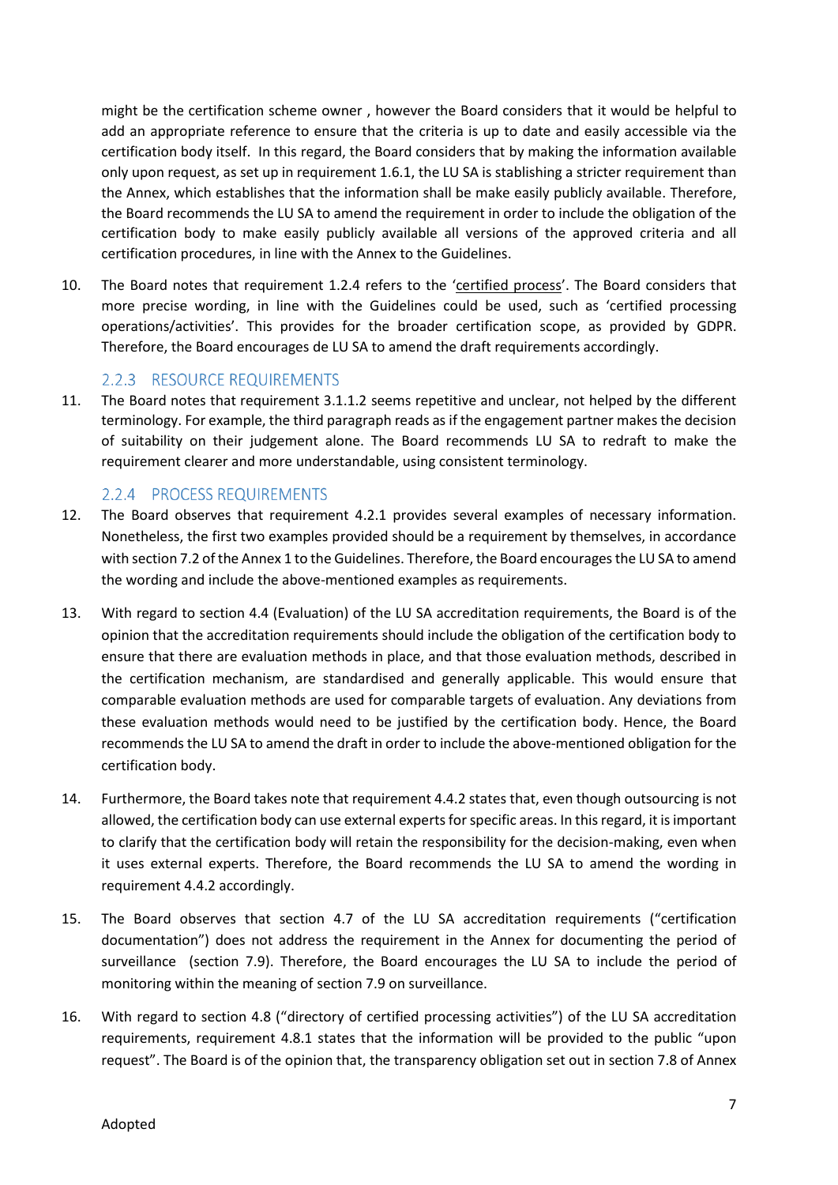might be the certification scheme owner , however the Board considers that it would be helpful to add an appropriate reference to ensure that the criteria is up to date and easily accessible via the certification body itself. In this regard, the Board considers that by making the information available only upon request, as set up in requirement 1.6.1, the LU SA is stablishing a stricter requirement than the Annex, which establishes that the information shall be make easily publicly available. Therefore, the Board recommends the LU SA to amend the requirement in order to include the obligation of the certification body to make easily publicly available all versions of the approved criteria and all certification procedures, in line with the Annex to the Guidelines.

10. The Board notes that requirement 1.2.4 refers to the 'certified process'. The Board considers that more precise wording, in line with the Guidelines could be used, such as 'certified processing operations/activities'. This provides for the broader certification scope, as provided by GDPR. Therefore, the Board encourages de LU SA to amend the draft requirements accordingly.

### 2.2.3 RESOURCE REQUIREMENTS

11. The Board notes that requirement 3.1.1.2 seems repetitive and unclear, not helped by the different terminology. For example, the third paragraph reads as if the engagement partner makes the decision of suitability on their judgement alone. The Board recommends LU SA to redraft to make the requirement clearer and more understandable, using consistent terminology.

### 2.2.4 PROCESS REQUIREMENTS

12. The Board observes that requirement 4.2.1 provides several examples of necessary information. Nonetheless, the first two examples provided should be a requirement by themselves, in accordance with section 7.2 of the Annex 1 to the Guidelines. Therefore, the Board encourages the LU SA to amend the wording and include the above-mentioned examples as requirements.

13. With regard to section 4.4 (Evaluation) of the LU SA accreditation requirements, the Board is of the opinion that the accreditation requirements should include the obligation of the certification body to ensure that there are evaluation methods in place, and that those evaluation methods, described in the certification mechanism, are standardised and generally applicable. This would ensure that comparable evaluation methods are used for comparable targets of evaluation. Any deviations from these evaluation methods would need to be justified by the certification body. Hence, the Board recommends the LU SA to amend the draft in order to include the above-mentioned obligation for the certification body.

14. Furthermore, the Board takes note that requirement 4.4.2 states that, even though outsourcing is not allowed, the certification body can use external experts for specific areas. In this regard, it is important to clarify that the certification body will retain the responsibility for the decision-making, even when it uses external experts. Therefore, the Board recommends the LU SA to amend the wording in requirement 4.4.2 accordingly.

15. The Board observes that section 4.7 of the LU SA accreditation requirements ("certification documentation") does not address the requirement in the Annex for documenting the period of surveillance (section 7.9). Therefore, the Board encourages the LU SA to include the period of monitoring within the meaning of section 7.9 on surveillance.

16. With regard to section 4.8 ("directory of certified processing activities") of the LU SA accreditation requirements, requirement 4.8.1 states that the information will be provided to the public "upon request". The Board is of the opinion that, the transparency obligation set out in section 7.8 of Annex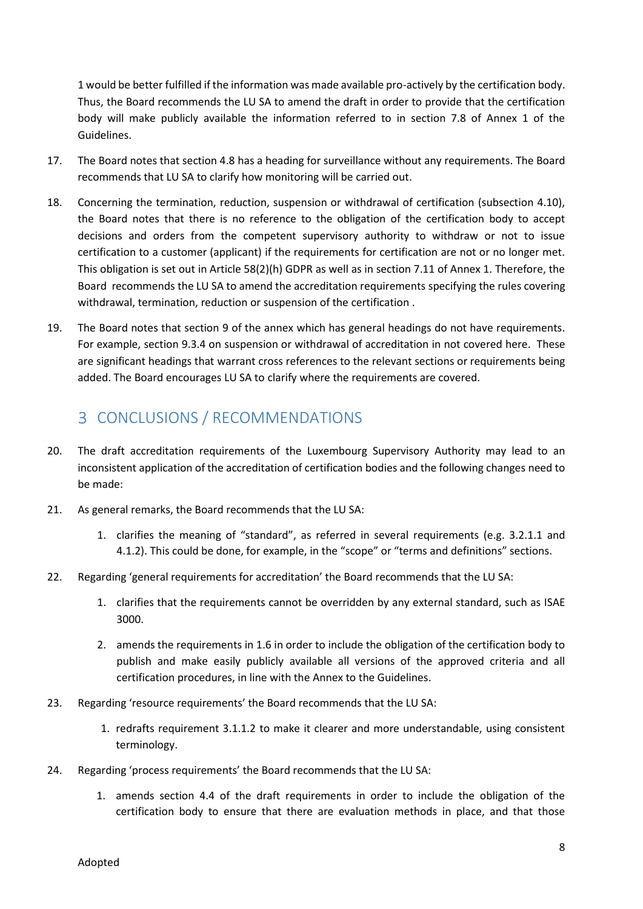1 would be better fulfilled if the information was made available pro-actively by the certification body. Thus, the Board recommends the LU SA to amend the draft in order to provide that the certification body will make publicly available the information referred to in section 7.8 of Annex 1 of the Guidelines.

17. The Board notes that section 4.8 has a heading for surveillance without any requirements. The Board recommends that LU SA to clarify how monitoring will be carried out.

18. Concerning the termination, reduction, suspension or withdrawal of certification (subsection 4.10), the Board notes that there is no reference to the obligation of the certification body to accept decisions and orders from the competent supervisory authority to withdraw or not to issue certification to a customer (applicant) if the requirements for certification are not or no longer met. This obligation is set out in Article 58(2)(h) GDPR as well as in section 7.11 of Annex 1. Therefore, the Board recommends the LU SA to amend the accreditation requirements specifying the rules covering withdrawal, termination, reduction or suspension of the certification .

19. The Board notes that section 9 of the annex which has general headings do not have requirements. For example, section 9.3.4 on suspension or withdrawal of accreditation in not covered here. These are significant headings that warrant cross references to the relevant sections or requirements being added. The Board encourages LU SA to clarify where the requirements are covered.

## 3 CONCLUSIONS / RECOMMENDATIONS

20. The draft accreditation requirements of the Luxembourg Supervisory Authority may lead to an inconsistent application of the accreditation of certification bodies and the following changes need to be made:

21. As general remarks, the Board recommends that the LU SA:

    1. clarifies the meaning of “standard”, as referred in several requirements (e.g. 3.2.1.1 and 4.1.2). This could be done, for example, in the “scope” or “terms and definitions” sections.

22. Regarding ‘general requirements for accreditation’ the Board recommends that the LU SA:

    1. clarifies that the requirements cannot be overridden by any external standard, such as ISAE 3000.

    2. amends the requirements in 1.6 in order to include the obligation of the certification body to publish and make easily publicly available all versions of the approved criteria and all certification procedures, in line with the Annex to the Guidelines.

23. Regarding ‘resource requirements’ the Board recommends that the LU SA:

    1. redrafts requirement 3.1.1.2 to make it clearer and more understandable, using consistent terminology.

24. Regarding ‘process requirements’ the Board recommends that the LU SA:

    1. amends section 4.4 of the draft requirements in order to include the obligation of the certification body to ensure that there are evaluation methods in place, and that those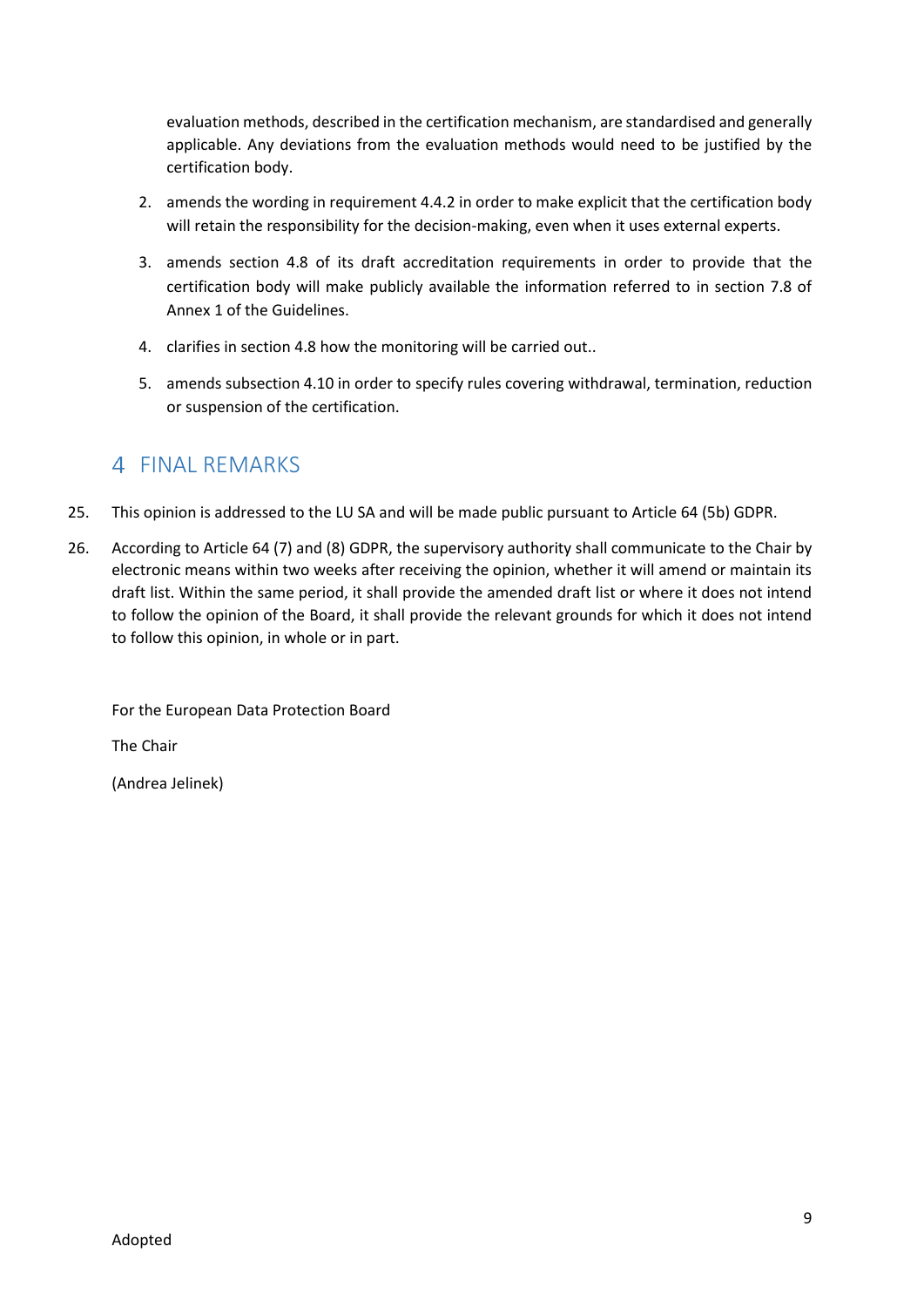evaluation methods, described in the certification mechanism, are standardised and generally applicable. Any deviations from the evaluation methods would need to be justified by the certification body.

2. amends the wording in requirement 4.4.2 in order to make explicit that the certification body will retain the responsibility for the decision-making, even when it uses external experts.
3. amends section 4.8 of its draft accreditation requirements in order to provide that the certification body will make publicly available the information referred to in section 7.8 of Annex 1 of the Guidelines.
4. clarifies in section 4.8 how the monitoring will be carried out..
5. amends subsection 4.10 in order to specify rules covering withdrawal, termination, reduction or suspension of the certification.

# 4 FINAL REMARKS

25. This opinion is addressed to the LU SA and will be made public pursuant to Article 64 (5b) GDPR.

26. According to Article 64 (7) and (8) GDPR, the supervisory authority shall communicate to the Chair by electronic means within two weeks after receiving the opinion, whether it will amend or maintain its draft list. Within the same period, it shall provide the amended draft list or where it does not intend to follow the opinion of the Board, it shall provide the relevant grounds for which it does not intend to follow this opinion, in whole or in part.

For the European Data Protection Board

The Chair

(Andrea Jelinek)